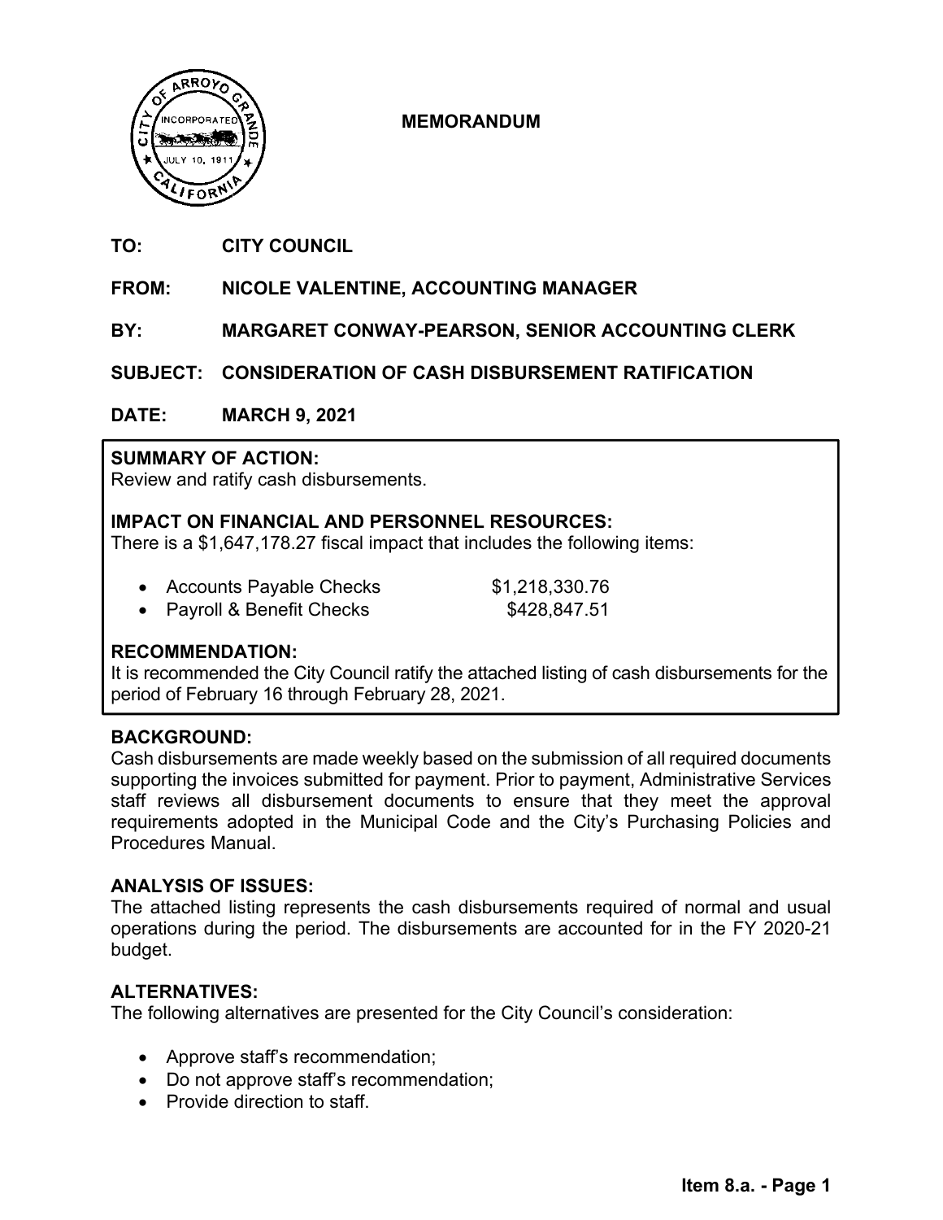**MEMORANDUM**

**TO:** CITY COUNCIL

**FROM:** NICOLE VALENTINE, ACCOUNTING MANAGER

**BY:** MARGARET CONWAY-PEARSON, SENIOR ACCOUNTING CLERK

**SUBJECT:** CONSIDERATION OF CASH DISBURSEMENT RATIFICATION

**DATE:** MARCH 9, 2021

**SUMMARY OF ACTION:**
Review and ratify cash disbursements.

**IMPACT ON FINANCIAL AND PERSONNEL RESOURCES:**
There is a $1,647,178.27 fiscal impact that includes the following items:

- Accounts Payable Checks $1,218,330.76
- Payroll & Benefit Checks $428,847.51

**RECOMMENDATION:**
It is recommended the City Council ratify the attached listing of cash disbursements for the period of February 16 through February 28, 2021.

**BACKGROUND:**
Cash disbursements are made weekly based on the submission of all required documents supporting the invoices submitted for payment. Prior to payment, Administrative Services staff reviews all disbursement documents to ensure that they meet the approval requirements adopted in the Municipal Code and the City's Purchasing Policies and Procedures Manual.

**ANALYSIS OF ISSUES:**
The attached listing represents the cash disbursements required of normal and usual operations during the period. The disbursements are accounted for in the FY 2020-21 budget.

**ALTERNATIVES:**
The following alternatives are presented for the City Council's consideration:

- Approve staff's recommendation;
- Do not approve staff's recommendation;
- Provide direction to staff.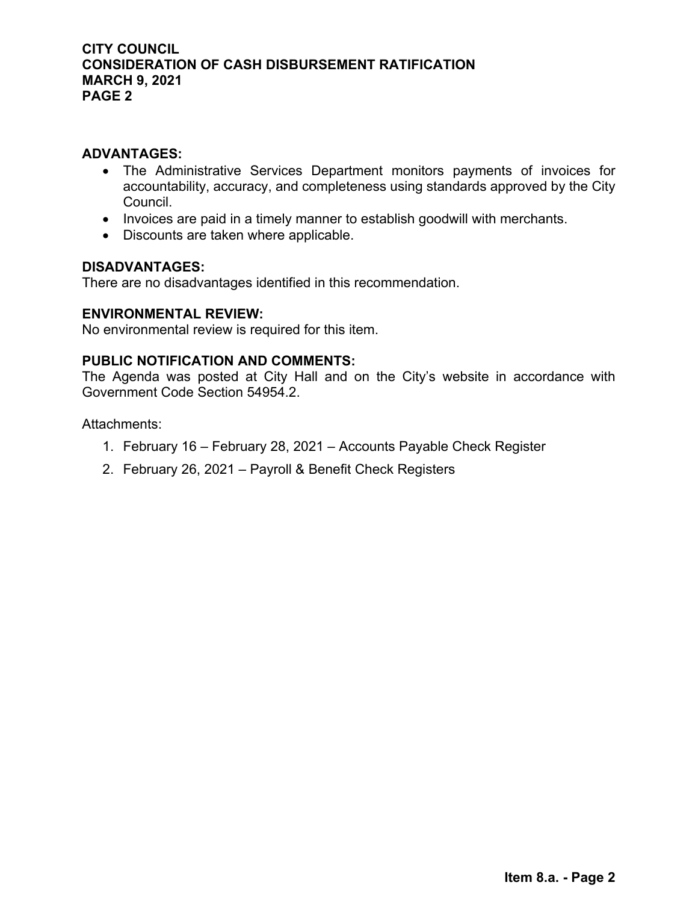**ADVANTAGES:**

- The Administrative Services Department monitors payments of invoices for accountability, accuracy, and completeness using standards approved by the City Council.
- Invoices are paid in a timely manner to establish goodwill with merchants.
- Discounts are taken where applicable.

**DISADVANTAGES:**

There are no disadvantages identified in this recommendation.

**ENVIRONMENTAL REVIEW:**

No environmental review is required for this item.

**PUBLIC NOTIFICATION AND COMMENTS:**

The Agenda was posted at City Hall and on the City's website in accordance with Government Code Section 54954.2.

Attachments:

1. February 16 – February 28, 2021 – Accounts Payable Check Register
2. February 26, 2021 – Payroll & Benefit Check Registers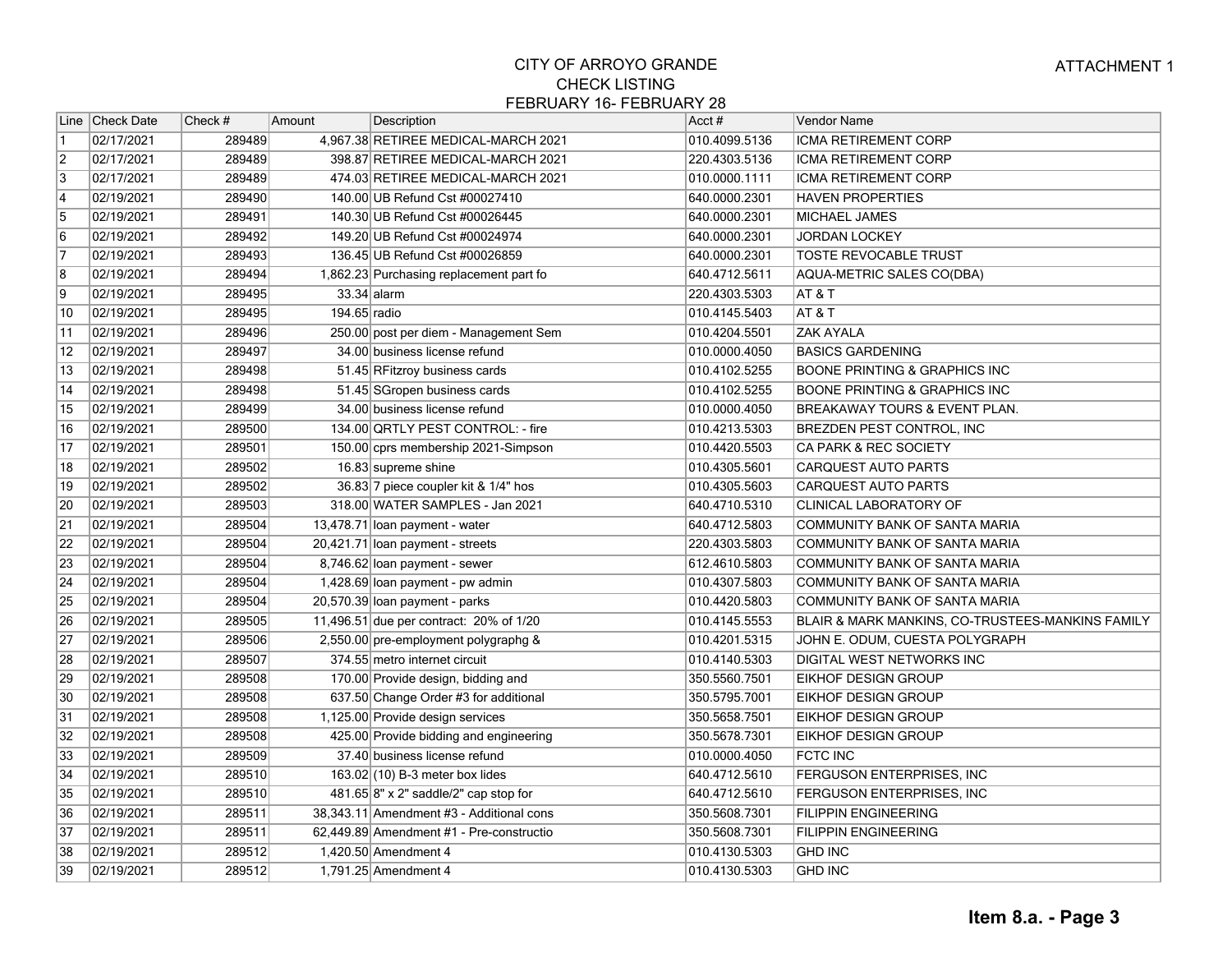# CITY OF ARROYO GRANDE
## CHECK LISTING
## FEBRUARY 16- FEBRUARY 28

ATTACHMENT 1

| Line | Check Date | Check # | Amount | Description | Acct # | Vendor Name |
|---|---|---|---|---|---|---|
| 1 | 02/17/2021 | 289489 | 4,967.38 | RETIREE MEDICAL-MARCH 2021 | 010.4099.5136 | ICMA RETIREMENT CORP |
| 2 | 02/17/2021 | 289489 | 398.87 | RETIREE MEDICAL-MARCH 2021 | 220.4303.5136 | ICMA RETIREMENT CORP |
| 3 | 02/17/2021 | 289489 | 474.03 | RETIREE MEDICAL-MARCH 2021 | 010.0000.1111 | ICMA RETIREMENT CORP |
| 4 | 02/19/2021 | 289490 | 140.00 | UB Refund Cst #00027410 | 640.0000.2301 | HAVEN PROPERTIES |
| 5 | 02/19/2021 | 289491 | 140.30 | UB Refund Cst #00026445 | 640.0000.2301 | MICHAEL JAMES |
| 6 | 02/19/2021 | 289492 | 149.20 | UB Refund Cst #00024974 | 640.0000.2301 | JORDAN LOCKEY |
| 7 | 02/19/2021 | 289493 | 136.45 | UB Refund Cst #00026859 | 640.0000.2301 | TOSTE REVOCABLE TRUST |
| 8 | 02/19/2021 | 289494 | 1,862.23 | Purchasing replacement part fo | 640.4712.5611 | AQUA-METRIC SALES CO(DBA) |
| 9 | 02/19/2021 | 289495 | 33.34 | alarm | 220.4303.5303 | AT & T |
| 10 | 02/19/2021 | 289495 | 194.65 | radio | 010.4145.5403 | AT & T |
| 11 | 02/19/2021 | 289496 | 250.00 | post per diem - Management Sem | 010.4204.5501 | ZAK AYALA |
| 12 | 02/19/2021 | 289497 | 34.00 | business license refund | 010.0000.4050 | BASICS GARDENING |
| 13 | 02/19/2021 | 289498 | 51.45 | RFitzroy business cards | 010.4102.5255 | BOONE PRINTING & GRAPHICS INC |
| 14 | 02/19/2021 | 289498 | 51.45 | SGropen business cards | 010.4102.5255 | BOONE PRINTING & GRAPHICS INC |
| 15 | 02/19/2021 | 289499 | 34.00 | business license refund | 010.0000.4050 | BREAKAWAY TOURS & EVENT PLAN. |
| 16 | 02/19/2021 | 289500 | 134.00 | QRTLY PEST CONTROL: - fire | 010.4213.5303 | BREZDEN PEST CONTROL, INC |
| 17 | 02/19/2021 | 289501 | 150.00 | cprs membership 2021-Simpson | 010.4420.5503 | CA PARK & REC SOCIETY |
| 18 | 02/19/2021 | 289502 | 16.83 | supreme shine | 010.4305.5601 | CARQUEST AUTO PARTS |
| 19 | 02/19/2021 | 289502 | 36.83 | 7 piece coupler kit & 1/4" hos | 010.4305.5603 | CARQUEST AUTO PARTS |
| 20 | 02/19/2021 | 289503 | 318.00 | WATER SAMPLES - Jan 2021 | 640.4710.5310 | CLINICAL LABORATORY OF |
| 21 | 02/19/2021 | 289504 | 13,478.71 | loan payment - water | 640.4712.5803 | COMMUNITY BANK OF SANTA MARIA |
| 22 | 02/19/2021 | 289504 | 20,421.71 | loan payment - streets | 220.4303.5803 | COMMUNITY BANK OF SANTA MARIA |
| 23 | 02/19/2021 | 289504 | 8,746.62 | loan payment - sewer | 612.4610.5803 | COMMUNITY BANK OF SANTA MARIA |
| 24 | 02/19/2021 | 289504 | 1,428.69 | loan payment - pw admin | 010.4307.5803 | COMMUNITY BANK OF SANTA MARIA |
| 25 | 02/19/2021 | 289504 | 20,570.39 | loan payment - parks | 010.4420.5803 | COMMUNITY BANK OF SANTA MARIA |
| 26 | 02/19/2021 | 289505 | 11,496.51 | due per contract: 20% of 1/20 | 010.4145.5553 | BLAIR & MARK MANKINS, CO-TRUSTEES-MANKINS FAMILY |
| 27 | 02/19/2021 | 289506 | 2,550.00 | pre-employment polygraphg & | 010.4201.5315 | JOHN E. ODUM, CUESTA POLYGRAPH |
| 28 | 02/19/2021 | 289507 | 374.55 | metro internet circuit | 010.4140.5303 | DIGITAL WEST NETWORKS INC |
| 29 | 02/19/2021 | 289508 | 170.00 | Provide design, bidding and | 350.5560.7501 | EIKHOF DESIGN GROUP |
| 30 | 02/19/2021 | 289508 | 637.50 | Change Order #3 for additional | 350.5795.7001 | EIKHOF DESIGN GROUP |
| 31 | 02/19/2021 | 289508 | 1,125.00 | Provide design services | 350.5658.7501 | EIKHOF DESIGN GROUP |
| 32 | 02/19/2021 | 289508 | 425.00 | Provide bidding and engineering | 350.5678.7301 | EIKHOF DESIGN GROUP |
| 33 | 02/19/2021 | 289509 | 37.40 | business license refund | 010.0000.4050 | FCTC INC |
| 34 | 02/19/2021 | 289510 | 163.02 | (10) B-3 meter box lides | 640.4712.5610 | FERGUSON ENTERPRISES, INC |
| 35 | 02/19/2021 | 289510 | 481.65 | 8" x 2" saddle/2" cap stop for | 640.4712.5610 | FERGUSON ENTERPRISES, INC |
| 36 | 02/19/2021 | 289511 | 38,343.11 | Amendment #3 - Additional cons | 350.5608.7301 | FILIPPIN ENGINEERING |
| 37 | 02/19/2021 | 289511 | 62,449.89 | Amendment #1 - Pre-constructio | 350.5608.7301 | FILIPPIN ENGINEERING |
| 38 | 02/19/2021 | 289512 | 1,420.50 | Amendment 4 | 010.4130.5303 | GHD INC |
| 39 | 02/19/2021 | 289512 | 1,791.25 | Amendment 4 | 010.4130.5303 | GHD INC |

**Item 8.a. - Page 3**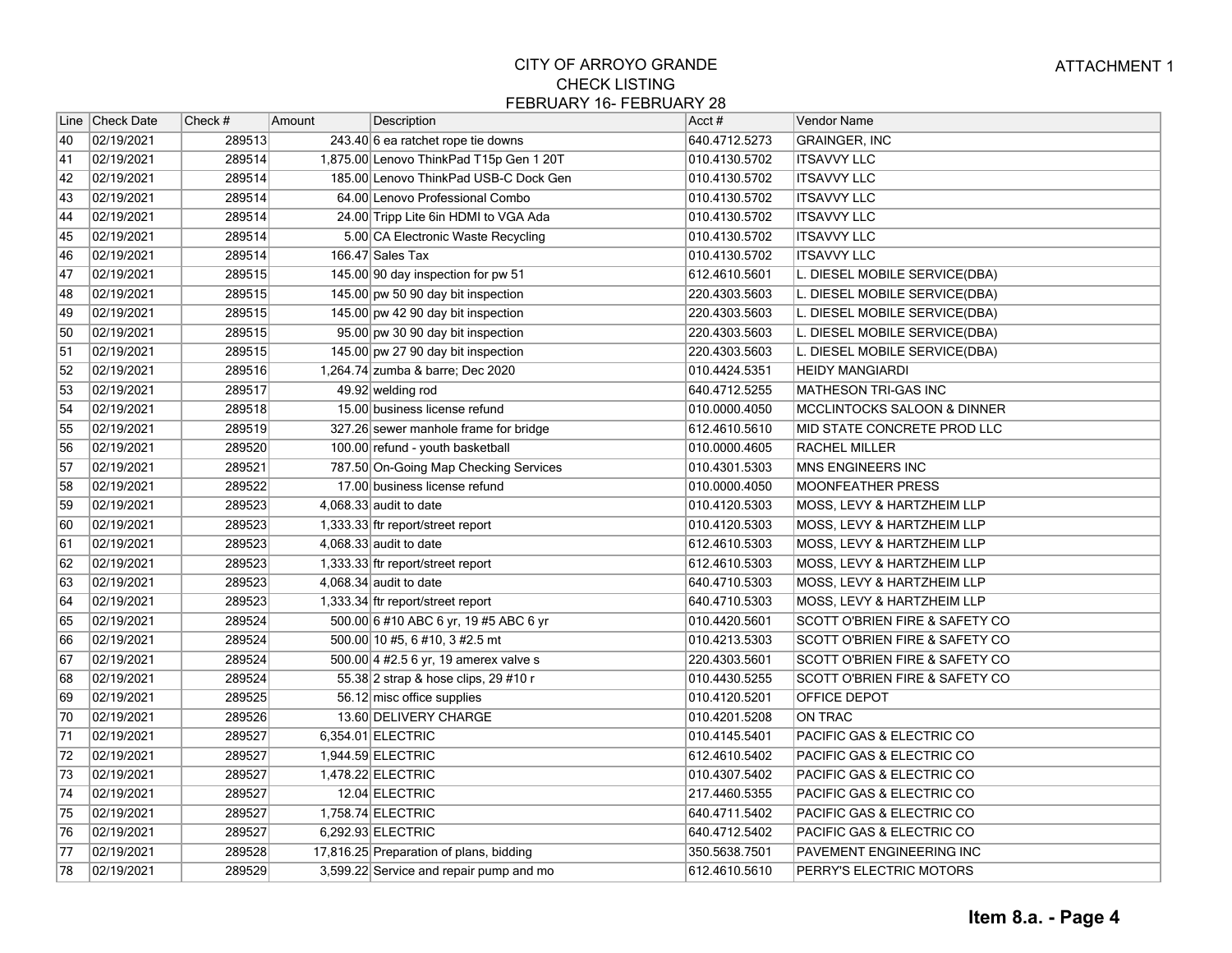# CITY OF ARROYO GRANDE
## CHECK LISTING
### FEBRUARY 16- FEBRUARY 28

ATTACHMENT 1

| Line | Check Date | Check # | Amount | Description | Acct # | Vendor Name |
|---|---|---|---|---|---|---|
| 40 | 02/19/2021 | 289513 | 243.40 | 6 ea ratchet rope tie downs | 640.4712.5273 | GRAINGER, INC |
| 41 | 02/19/2021 | 289514 | 1,875.00 | Lenovo ThinkPad T15p Gen 1 20T | 010.4130.5702 | ITSAVVY LLC |
| 42 | 02/19/2021 | 289514 | 185.00 | Lenovo ThinkPad USB-C Dock Gen | 010.4130.5702 | ITSAVVY LLC |
| 43 | 02/19/2021 | 289514 | 64.00 | Lenovo Professional Combo | 010.4130.5702 | ITSAVVY LLC |
| 44 | 02/19/2021 | 289514 | 24.00 | Tripp Lite 6in HDMI to VGA Ada | 010.4130.5702 | ITSAVVY LLC |
| 45 | 02/19/2021 | 289514 | 5.00 | CA Electronic Waste Recycling | 010.4130.5702 | ITSAVVY LLC |
| 46 | 02/19/2021 | 289514 | 166.47 | Sales Tax | 010.4130.5702 | ITSAVVY LLC |
| 47 | 02/19/2021 | 289515 | 145.00 | 90 day inspection for pw 51 | 612.4610.5601 | L. DIESEL MOBILE SERVICE(DBA) |
| 48 | 02/19/2021 | 289515 | 145.00 | pw 50 90 day bit inspection | 220.4303.5603 | L. DIESEL MOBILE SERVICE(DBA) |
| 49 | 02/19/2021 | 289515 | 145.00 | pw 42 90 day bit inspection | 220.4303.5603 | L. DIESEL MOBILE SERVICE(DBA) |
| 50 | 02/19/2021 | 289515 | 95.00 | pw 30 90 day bit inspection | 220.4303.5603 | L. DIESEL MOBILE SERVICE(DBA) |
| 51 | 02/19/2021 | 289515 | 145.00 | pw 27 90 day bit inspection | 220.4303.5603 | L. DIESEL MOBILE SERVICE(DBA) |
| 52 | 02/19/2021 | 289516 | 1,264.74 | zumba & barre; Dec 2020 | 010.4424.5351 | HEIDY MANGIARDI |
| 53 | 02/19/2021 | 289517 | 49.92 | welding rod | 640.4712.5255 | MATHESON TRI-GAS INC |
| 54 | 02/19/2021 | 289518 | 15.00 | business license refund | 010.0000.4050 | MCCLINTOCKS SALOON & DINNER |
| 55 | 02/19/2021 | 289519 | 327.26 | sewer manhole frame for bridge | 612.4610.5610 | MID STATE CONCRETE PROD LLC |
| 56 | 02/19/2021 | 289520 | 100.00 | refund - youth basketball | 010.0000.4605 | RACHEL MILLER |
| 57 | 02/19/2021 | 289521 | 787.50 | On-Going Map Checking Services | 010.4301.5303 | MNS ENGINEERS INC |
| 58 | 02/19/2021 | 289522 | 17.00 | business license refund | 010.0000.4050 | MOONFEATHER PRESS |
| 59 | 02/19/2021 | 289523 | 4,068.33 | audit to date | 010.4120.5303 | MOSS, LEVY & HARTZHEIM LLP |
| 60 | 02/19/2021 | 289523 | 1,333.33 | ftr report/street report | 010.4120.5303 | MOSS, LEVY & HARTZHEIM LLP |
| 61 | 02/19/2021 | 289523 | 4,068.33 | audit to date | 612.4610.5303 | MOSS, LEVY & HARTZHEIM LLP |
| 62 | 02/19/2021 | 289523 | 1,333.33 | ftr report/street report | 612.4610.5303 | MOSS, LEVY & HARTZHEIM LLP |
| 63 | 02/19/2021 | 289523 | 4,068.34 | audit to date | 640.4710.5303 | MOSS, LEVY & HARTZHEIM LLP |
| 64 | 02/19/2021 | 289523 | 1,333.34 | ftr report/street report | 640.4710.5303 | MOSS, LEVY & HARTZHEIM LLP |
| 65 | 02/19/2021 | 289524 | 500.00 | 6 #10 ABC 6 yr, 19 #5 ABC 6 yr | 010.4420.5601 | SCOTT O'BRIEN FIRE & SAFETY CO |
| 66 | 02/19/2021 | 289524 | 500.00 | 10 #5, 6 #10, 3 #2.5 mt | 010.4213.5303 | SCOTT O'BRIEN FIRE & SAFETY CO |
| 67 | 02/19/2021 | 289524 | 500.00 | 4 #2.5 6 yr, 19 amerex valve s | 220.4303.5601 | SCOTT O'BRIEN FIRE & SAFETY CO |
| 68 | 02/19/2021 | 289524 | 55.38 | 2 strap & hose clips, 29 #10 r | 010.4430.5255 | SCOTT O'BRIEN FIRE & SAFETY CO |
| 69 | 02/19/2021 | 289525 | 56.12 | misc office supplies | 010.4120.5201 | OFFICE DEPOT |
| 70 | 02/19/2021 | 289526 | 13.60 | DELIVERY CHARGE | 010.4201.5208 | ON TRAC |
| 71 | 02/19/2021 | 289527 | 6,354.01 | ELECTRIC | 010.4145.5401 | PACIFIC GAS & ELECTRIC CO |
| 72 | 02/19/2021 | 289527 | 1,944.59 | ELECTRIC | 612.4610.5402 | PACIFIC GAS & ELECTRIC CO |
| 73 | 02/19/2021 | 289527 | 1,478.22 | ELECTRIC | 010.4307.5402 | PACIFIC GAS & ELECTRIC CO |
| 74 | 02/19/2021 | 289527 | 12.04 | ELECTRIC | 217.4460.5355 | PACIFIC GAS & ELECTRIC CO |
| 75 | 02/19/2021 | 289527 | 1,758.74 | ELECTRIC | 640.4711.5402 | PACIFIC GAS & ELECTRIC CO |
| 76 | 02/19/2021 | 289527 | 6,292.93 | ELECTRIC | 640.4712.5402 | PACIFIC GAS & ELECTRIC CO |
| 77 | 02/19/2021 | 289528 | 17,816.25 | Preparation of plans, bidding | 350.5638.7501 | PAVEMENT ENGINEERING INC |
| 78 | 02/19/2021 | 289529 | 3,599.22 | Service and repair pump and mo | 612.4610.5610 | PERRY'S ELECTRIC MOTORS |

**Item 8.a. - Page 4**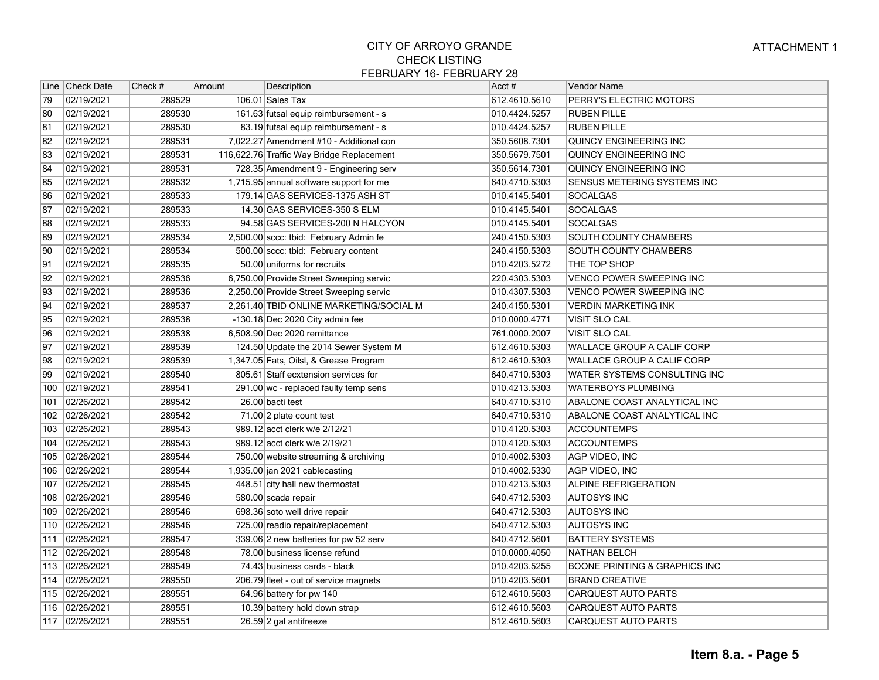CITY OF ARROYO GRANDE
CHECK LISTING
FEBRUARY 16- FEBRUARY 28

ATTACHMENT 1

| Line | Check Date | Check # | Amount | Description | Acct # | Vendor Name |
|---|---|---|---|---|---|---|
| 79 | 02/19/2021 | 289529 | 106.01 | Sales Tax | 612.4610.5610 | PERRY'S ELECTRIC MOTORS |
| 80 | 02/19/2021 | 289530 | 161.63 | futsal equip reimbursement - s | 010.4424.5257 | RUBEN PILLE |
| 81 | 02/19/2021 | 289530 | 83.19 | futsal equip reimbursement - s | 010.4424.5257 | RUBEN PILLE |
| 82 | 02/19/2021 | 289531 | 7,022.27 | Amendment #10 - Additional con | 350.5608.7301 | QUINCY ENGINEERING INC |
| 83 | 02/19/2021 | 289531 | 116,622.76 | Traffic Way Bridge Replacement | 350.5679.7501 | QUINCY ENGINEERING INC |
| 84 | 02/19/2021 | 289531 | 728.35 | Amendment 9 - Engineering serv | 350.5614.7301 | QUINCY ENGINEERING INC |
| 85 | 02/19/2021 | 289532 | 1,715.95 | annual software support for me | 640.4710.5303 | SENSUS METERING SYSTEMS INC |
| 86 | 02/19/2021 | 289533 | 179.14 | GAS SERVICES-1375 ASH ST | 010.4145.5401 | SOCALGAS |
| 87 | 02/19/2021 | 289533 | 14.30 | GAS SERVICES-350 S ELM | 010.4145.5401 | SOCALGAS |
| 88 | 02/19/2021 | 289533 | 94.58 | GAS SERVICES-200 N HALCYON | 010.4145.5401 | SOCALGAS |
| 89 | 02/19/2021 | 289534 | 2,500.00 | sccc: tbid: February Admin fe | 240.4150.5303 | SOUTH COUNTY CHAMBERS |
| 90 | 02/19/2021 | 289534 | 500.00 | sccc: tbid: February content | 240.4150.5303 | SOUTH COUNTY CHAMBERS |
| 91 | 02/19/2021 | 289535 | 50.00 | uniforms for recruits | 010.4203.5272 | THE TOP SHOP |
| 92 | 02/19/2021 | 289536 | 6,750.00 | Provide Street Sweeping servic | 220.4303.5303 | VENCO POWER SWEEPING INC |
| 93 | 02/19/2021 | 289536 | 2,250.00 | Provide Street Sweeping servic | 010.4307.5303 | VENCO POWER SWEEPING INC |
| 94 | 02/19/2021 | 289537 | 2,261.40 | TBID ONLINE MARKETING/SOCIAL M | 240.4150.5301 | VERDIN MARKETING INK |
| 95 | 02/19/2021 | 289538 | -130.18 | Dec 2020 City admin fee | 010.0000.4771 | VISIT SLO CAL |
| 96 | 02/19/2021 | 289538 | 6,508.90 | Dec 2020 remittance | 761.0000.2007 | VISIT SLO CAL |
| 97 | 02/19/2021 | 289539 | 124.50 | Update the 2014 Sewer System M | 612.4610.5303 | WALLACE GROUP A CALIF CORP |
| 98 | 02/19/2021 | 289539 | 1,347.05 | Fats, Oilsl, & Grease Program | 612.4610.5303 | WALLACE GROUP A CALIF CORP |
| 99 | 02/19/2021 | 289540 | 805.61 | Staff ecxtension services for | 640.4710.5303 | WATER SYSTEMS CONSULTING INC |
| 100 | 02/19/2021 | 289541 | 291.00 | wc - replaced faulty temp sens | 010.4213.5303 | WATERBOYS PLUMBING |
| 101 | 02/26/2021 | 289542 | 26.00 | bacti test | 640.4710.5310 | ABALONE COAST ANALYTICAL INC |
| 102 | 02/26/2021 | 289542 | 71.00 | 2 plate count test | 640.4710.5310 | ABALONE COAST ANALYTICAL INC |
| 103 | 02/26/2021 | 289543 | 989.12 | acct clerk w/e 2/12/21 | 010.4120.5303 | ACCOUNTEMPS |
| 104 | 02/26/2021 | 289543 | 989.12 | acct clerk w/e 2/19/21 | 010.4120.5303 | ACCOUNTEMPS |
| 105 | 02/26/2021 | 289544 | 750.00 | website streaming & archiving | 010.4002.5303 | AGP VIDEO, INC |
| 106 | 02/26/2021 | 289544 | 1,935.00 | jan 2021 cablecasting | 010.4002.5330 | AGP VIDEO, INC |
| 107 | 02/26/2021 | 289545 | 448.51 | city hall new thermostat | 010.4213.5303 | ALPINE REFRIGERATION |
| 108 | 02/26/2021 | 289546 | 580.00 | scada repair | 640.4712.5303 | AUTOSYS INC |
| 109 | 02/26/2021 | 289546 | 698.36 | soto well drive repair | 640.4712.5303 | AUTOSYS INC |
| 110 | 02/26/2021 | 289546 | 725.00 | readio repair/replacement | 640.4712.5303 | AUTOSYS INC |
| 111 | 02/26/2021 | 289547 | 339.06 | 2 new batteries for pw 52 serv | 640.4712.5601 | BATTERY SYSTEMS |
| 112 | 02/26/2021 | 289548 | 78.00 | business license refund | 010.0000.4050 | NATHAN BELCH |
| 113 | 02/26/2021 | 289549 | 74.43 | business cards - black | 010.4203.5255 | BOONE PRINTING & GRAPHICS INC |
| 114 | 02/26/2021 | 289550 | 206.79 | fleet - out of service magnets | 010.4203.5601 | BRAND CREATIVE |
| 115 | 02/26/2021 | 289551 | 64.96 | battery for pw 140 | 612.4610.5603 | CARQUEST AUTO PARTS |
| 116 | 02/26/2021 | 289551 | 10.39 | battery hold down strap | 612.4610.5603 | CARQUEST AUTO PARTS |
| 117 | 02/26/2021 | 289551 | 26.59 | 2 gal antifreeze | 612.4610.5603 | CARQUEST AUTO PARTS |

Item 8.a. - Page 5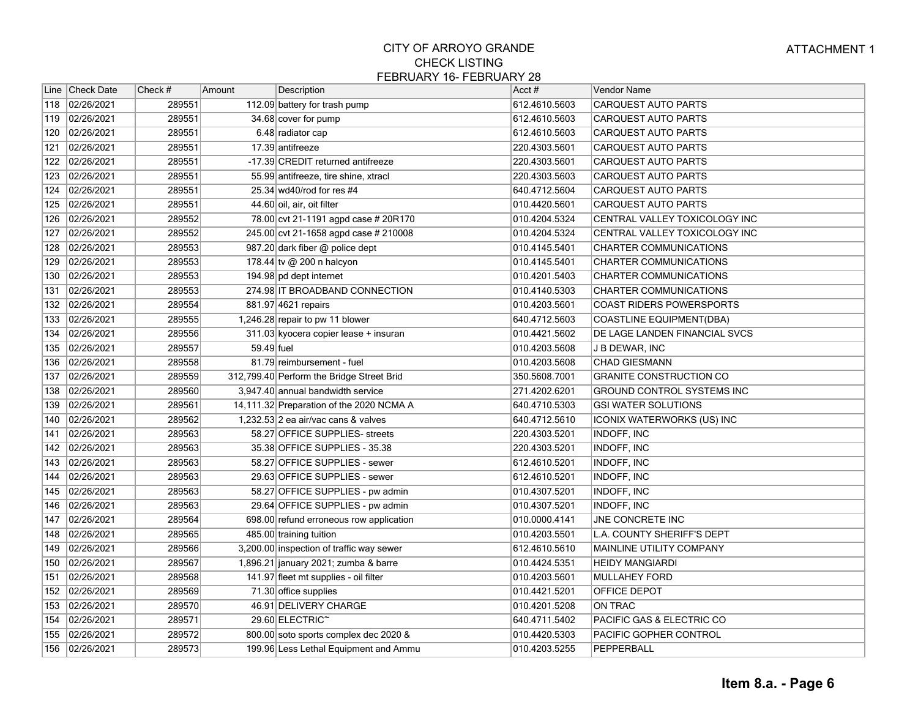ATTACHMENT 1

# CITY OF ARROYO GRANDE
## CHECK LISTING
### FEBRUARY 16- FEBRUARY 28

| Line | Check Date | Check # | Amount | Description | Acct # | Vendor Name |
|---|---|---|---|---|---|---|
| 118 | 02/26/2021 | 289551 | 112.09 | battery for trash pump | 612.4610.5603 | CARQUEST AUTO PARTS |
| 119 | 02/26/2021 | 289551 | 34.68 | cover for pump | 612.4610.5603 | CARQUEST AUTO PARTS |
| 120 | 02/26/2021 | 289551 | 6.48 | radiator cap | 612.4610.5603 | CARQUEST AUTO PARTS |
| 121 | 02/26/2021 | 289551 | 17.39 | antifreeze | 220.4303.5601 | CARQUEST AUTO PARTS |
| 122 | 02/26/2021 | 289551 | -17.39 | CREDIT returned antifreeze | 220.4303.5601 | CARQUEST AUTO PARTS |
| 123 | 02/26/2021 | 289551 | 55.99 | antifreeze, tire shine, xtracl | 220.4303.5603 | CARQUEST AUTO PARTS |
| 124 | 02/26/2021 | 289551 | 25.34 | wd40/rod for res #4 | 640.4712.5604 | CARQUEST AUTO PARTS |
| 125 | 02/26/2021 | 289551 | 44.60 | oil, air, oit filter | 010.4420.5601 | CARQUEST AUTO PARTS |
| 126 | 02/26/2021 | 289552 | 78.00 | cvt 21-1191 agpd case # 20R170 | 010.4204.5324 | CENTRAL VALLEY TOXICOLOGY INC |
| 127 | 02/26/2021 | 289552 | 245.00 | cvt 21-1658 agpd case # 210008 | 010.4204.5324 | CENTRAL VALLEY TOXICOLOGY INC |
| 128 | 02/26/2021 | 289553 | 987.20 | dark fiber @ police dept | 010.4145.5401 | CHARTER COMMUNICATIONS |
| 129 | 02/26/2021 | 289553 | 178.44 | tv @ 200 n halcyon | 010.4145.5401 | CHARTER COMMUNICATIONS |
| 130 | 02/26/2021 | 289553 | 194.98 | pd dept internet | 010.4201.5403 | CHARTER COMMUNICATIONS |
| 131 | 02/26/2021 | 289553 | 274.98 | IT BROADBAND CONNECTION | 010.4140.5303 | CHARTER COMMUNICATIONS |
| 132 | 02/26/2021 | 289554 | 881.97 | 4621 repairs | 010.4203.5601 | COAST RIDERS POWERSPORTS |
| 133 | 02/26/2021 | 289555 | 1,246.28 | repair to pw 11 blower | 640.4712.5603 | COASTLINE EQUIPMENT(DBA) |
| 134 | 02/26/2021 | 289556 | 311.03 | kyocera copier lease + insuran | 010.4421.5602 | DE LAGE LANDEN FINANCIAL SVCS |
| 135 | 02/26/2021 | 289557 | 59.49 | fuel | 010.4203.5608 | J B DEWAR, INC |
| 136 | 02/26/2021 | 289558 | 81.79 | reimbursement - fuel | 010.4203.5608 | CHAD GIESMANN |
| 137 | 02/26/2021 | 289559 | 312,799.40 | Perform the Bridge Street Brid | 350.5608.7001 | GRANITE CONSTRUCTION CO |
| 138 | 02/26/2021 | 289560 | 3,947.40 | annual bandwidth service | 271.4202.6201 | GROUND CONTROL SYSTEMS INC |
| 139 | 02/26/2021 | 289561 | 14,111.32 | Preparation of the 2020 NCMA A | 640.4710.5303 | GSI WATER SOLUTIONS |
| 140 | 02/26/2021 | 289562 | 1,232.53 | 2 ea air/vac cans & valves | 640.4712.5610 | ICONIX WATERWORKS (US) INC |
| 141 | 02/26/2021 | 289563 | 58.27 | OFFICE SUPPLIES- streets | 220.4303.5201 | INDOFF, INC |
| 142 | 02/26/2021 | 289563 | 35.38 | OFFICE SUPPLIES - 35.38 | 220.4303.5201 | INDOFF, INC |
| 143 | 02/26/2021 | 289563 | 58.27 | OFFICE SUPPLIES - sewer | 612.4610.5201 | INDOFF, INC |
| 144 | 02/26/2021 | 289563 | 29.63 | OFFICE SUPPLIES - sewer | 612.4610.5201 | INDOFF, INC |
| 145 | 02/26/2021 | 289563 | 58.27 | OFFICE SUPPLIES - pw admin | 010.4307.5201 | INDOFF, INC |
| 146 | 02/26/2021 | 289563 | 29.64 | OFFICE SUPPLIES - pw admin | 010.4307.5201 | INDOFF, INC |
| 147 | 02/26/2021 | 289564 | 698.00 | refund erroneous row application | 010.0000.4141 | JNE CONCRETE INC |
| 148 | 02/26/2021 | 289565 | 485.00 | training tuition | 010.4203.5501 | L.A. COUNTY SHERIFF'S DEPT |
| 149 | 02/26/2021 | 289566 | 3,200.00 | inspection of traffic way sewer | 612.4610.5610 | MAINLINE UTILITY COMPANY |
| 150 | 02/26/2021 | 289567 | 1,896.21 | january 2021; zumba & barre | 010.4424.5351 | HEIDY MANGIARDI |
| 151 | 02/26/2021 | 289568 | 141.97 | fleet mt supplies - oil filter | 010.4203.5601 | MULLAHEY FORD |
| 152 | 02/26/2021 | 289569 | 71.30 | office supplies | 010.4421.5201 | OFFICE DEPOT |
| 153 | 02/26/2021 | 289570 | 46.91 | DELIVERY CHARGE | 010.4201.5208 | ON TRAC |
| 154 | 02/26/2021 | 289571 | 29.60 | ELECTRIC~ | 640.4711.5402 | PACIFIC GAS & ELECTRIC CO |
| 155 | 02/26/2021 | 289572 | 800.00 | soto sports complex dec 2020 & | 010.4420.5303 | PACIFIC GOPHER CONTROL |
| 156 | 02/26/2021 | 289573 | 199.96 | Less Lethal Equipment and Ammu | 010.4203.5255 | PEPPERBALL |

**Item 8.a. - Page 6**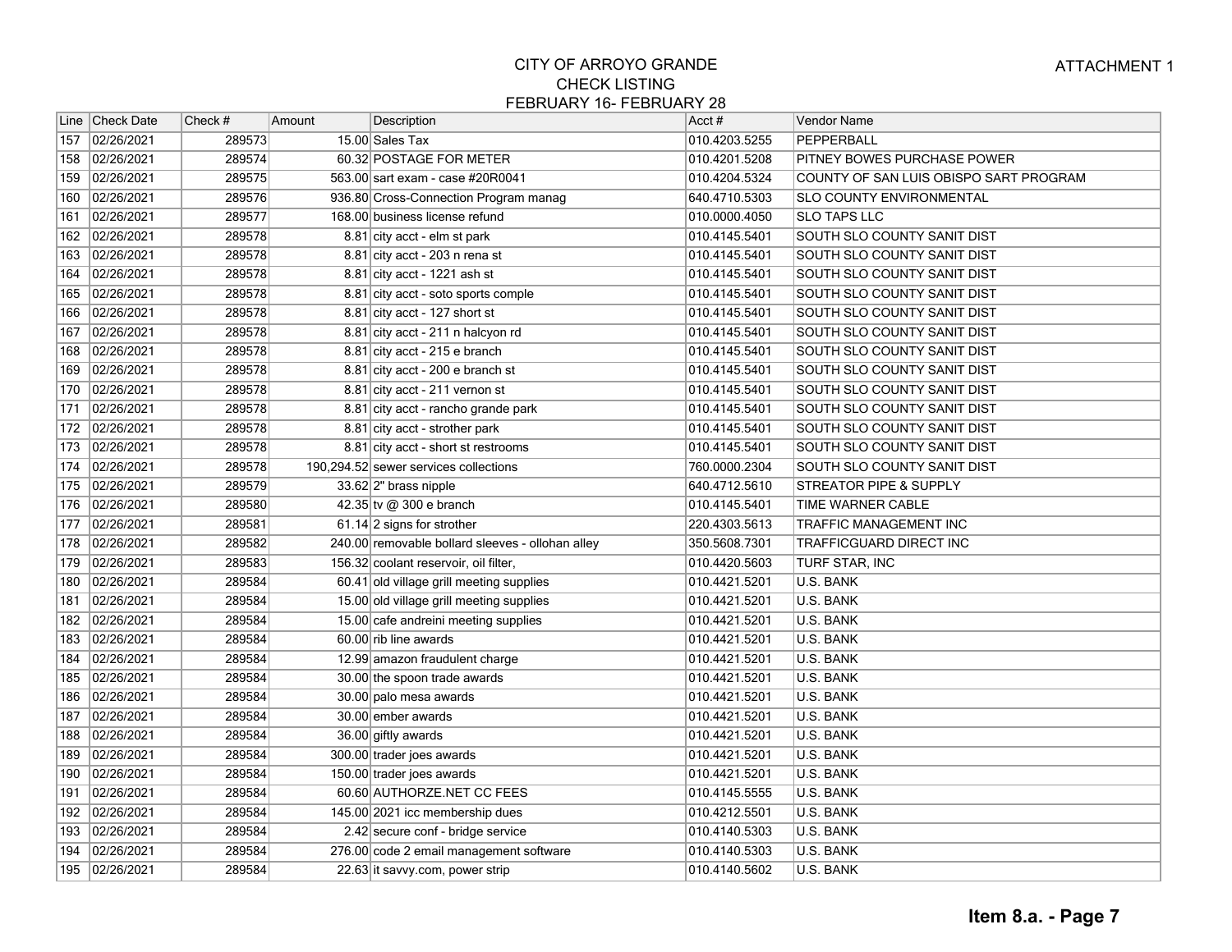ATTACHMENT 1

# CITY OF ARROYO GRANDE
## CHECK LISTING
### FEBRUARY 16- FEBRUARY 28

| Line | Check Date | Check # | Amount | Description | Acct # | Vendor Name |
|---|---|---|---|---|---|---|
| 157 | 02/26/2021 | 289573 | 15.00 | Sales Tax | 010.4203.5255 | PEPPERBALL |
| 158 | 02/26/2021 | 289574 | 60.32 | POSTAGE FOR METER | 010.4201.5208 | PITNEY BOWES PURCHASE POWER |
| 159 | 02/26/2021 | 289575 | 563.00 | sart exam - case #20R0041 | 010.4204.5324 | COUNTY OF SAN LUIS OBISPO SART PROGRAM |
| 160 | 02/26/2021 | 289576 | 936.80 | Cross-Connection Program manag | 640.4710.5303 | SLO COUNTY ENVIRONMENTAL |
| 161 | 02/26/2021 | 289577 | 168.00 | business license refund | 010.0000.4050 | SLO TAPS LLC |
| 162 | 02/26/2021 | 289578 | 8.81 | city acct - elm st park | 010.4145.5401 | SOUTH SLO COUNTY SANIT DIST |
| 163 | 02/26/2021 | 289578 | 8.81 | city acct - 203 n rena st | 010.4145.5401 | SOUTH SLO COUNTY SANIT DIST |
| 164 | 02/26/2021 | 289578 | 8.81 | city acct - 1221 ash st | 010.4145.5401 | SOUTH SLO COUNTY SANIT DIST |
| 165 | 02/26/2021 | 289578 | 8.81 | city acct - soto sports comple | 010.4145.5401 | SOUTH SLO COUNTY SANIT DIST |
| 166 | 02/26/2021 | 289578 | 8.81 | city acct - 127 short st | 010.4145.5401 | SOUTH SLO COUNTY SANIT DIST |
| 167 | 02/26/2021 | 289578 | 8.81 | city acct - 211 n halcyon rd | 010.4145.5401 | SOUTH SLO COUNTY SANIT DIST |
| 168 | 02/26/2021 | 289578 | 8.81 | city acct - 215 e branch | 010.4145.5401 | SOUTH SLO COUNTY SANIT DIST |
| 169 | 02/26/2021 | 289578 | 8.81 | city acct - 200 e branch st | 010.4145.5401 | SOUTH SLO COUNTY SANIT DIST |
| 170 | 02/26/2021 | 289578 | 8.81 | city acct - 211 vernon st | 010.4145.5401 | SOUTH SLO COUNTY SANIT DIST |
| 171 | 02/26/2021 | 289578 | 8.81 | city acct - rancho grande park | 010.4145.5401 | SOUTH SLO COUNTY SANIT DIST |
| 172 | 02/26/2021 | 289578 | 8.81 | city acct - strother park | 010.4145.5401 | SOUTH SLO COUNTY SANIT DIST |
| 173 | 02/26/2021 | 289578 | 8.81 | city acct - short st restrooms | 010.4145.5401 | SOUTH SLO COUNTY SANIT DIST |
| 174 | 02/26/2021 | 289578 | 190,294.52 | sewer services collections | 760.0000.2304 | SOUTH SLO COUNTY SANIT DIST |
| 175 | 02/26/2021 | 289579 | 33.62 | 2" brass nipple | 640.4712.5610 | STREATOR PIPE & SUPPLY |
| 176 | 02/26/2021 | 289580 | 42.35 | tv @ 300 e branch | 010.4145.5401 | TIME WARNER CABLE |
| 177 | 02/26/2021 | 289581 | 61.14 | 2 signs for strother | 220.4303.5613 | TRAFFIC MANAGEMENT INC |
| 178 | 02/26/2021 | 289582 | 240.00 | removable bollard sleeves - ollohan alley | 350.5608.7301 | TRAFFICGUARD DIRECT INC |
| 179 | 02/26/2021 | 289583 | 156.32 | coolant reservoir, oil filter, | 010.4420.5603 | TURF STAR, INC |
| 180 | 02/26/2021 | 289584 | 60.41 | old village grill meeting supplies | 010.4421.5201 | U.S. BANK |
| 181 | 02/26/2021 | 289584 | 15.00 | old village grill meeting supplies | 010.4421.5201 | U.S. BANK |
| 182 | 02/26/2021 | 289584 | 15.00 | cafe andreini meeting supplies | 010.4421.5201 | U.S. BANK |
| 183 | 02/26/2021 | 289584 | 60.00 | rib line awards | 010.4421.5201 | U.S. BANK |
| 184 | 02/26/2021 | 289584 | 12.99 | amazon fraudulent charge | 010.4421.5201 | U.S. BANK |
| 185 | 02/26/2021 | 289584 | 30.00 | the spoon trade awards | 010.4421.5201 | U.S. BANK |
| 186 | 02/26/2021 | 289584 | 30.00 | palo mesa awards | 010.4421.5201 | U.S. BANK |
| 187 | 02/26/2021 | 289584 | 30.00 | ember awards | 010.4421.5201 | U.S. BANK |
| 188 | 02/26/2021 | 289584 | 36.00 | giftly awards | 010.4421.5201 | U.S. BANK |
| 189 | 02/26/2021 | 289584 | 300.00 | trader joes awards | 010.4421.5201 | U.S. BANK |
| 190 | 02/26/2021 | 289584 | 150.00 | trader joes awards | 010.4421.5201 | U.S. BANK |
| 191 | 02/26/2021 | 289584 | 60.60 | AUTHORZE.NET CC FEES | 010.4145.5555 | U.S. BANK |
| 192 | 02/26/2021 | 289584 | 145.00 | 2021 icc membership dues | 010.4212.5501 | U.S. BANK |
| 193 | 02/26/2021 | 289584 | 2.42 | secure conf - bridge service | 010.4140.5303 | U.S. BANK |
| 194 | 02/26/2021 | 289584 | 276.00 | code 2 email management software | 010.4140.5303 | U.S. BANK |
| 195 | 02/26/2021 | 289584 | 22.63 | it savvy.com, power strip | 010.4140.5602 | U.S. BANK |

**Item 8.a. - Page 7**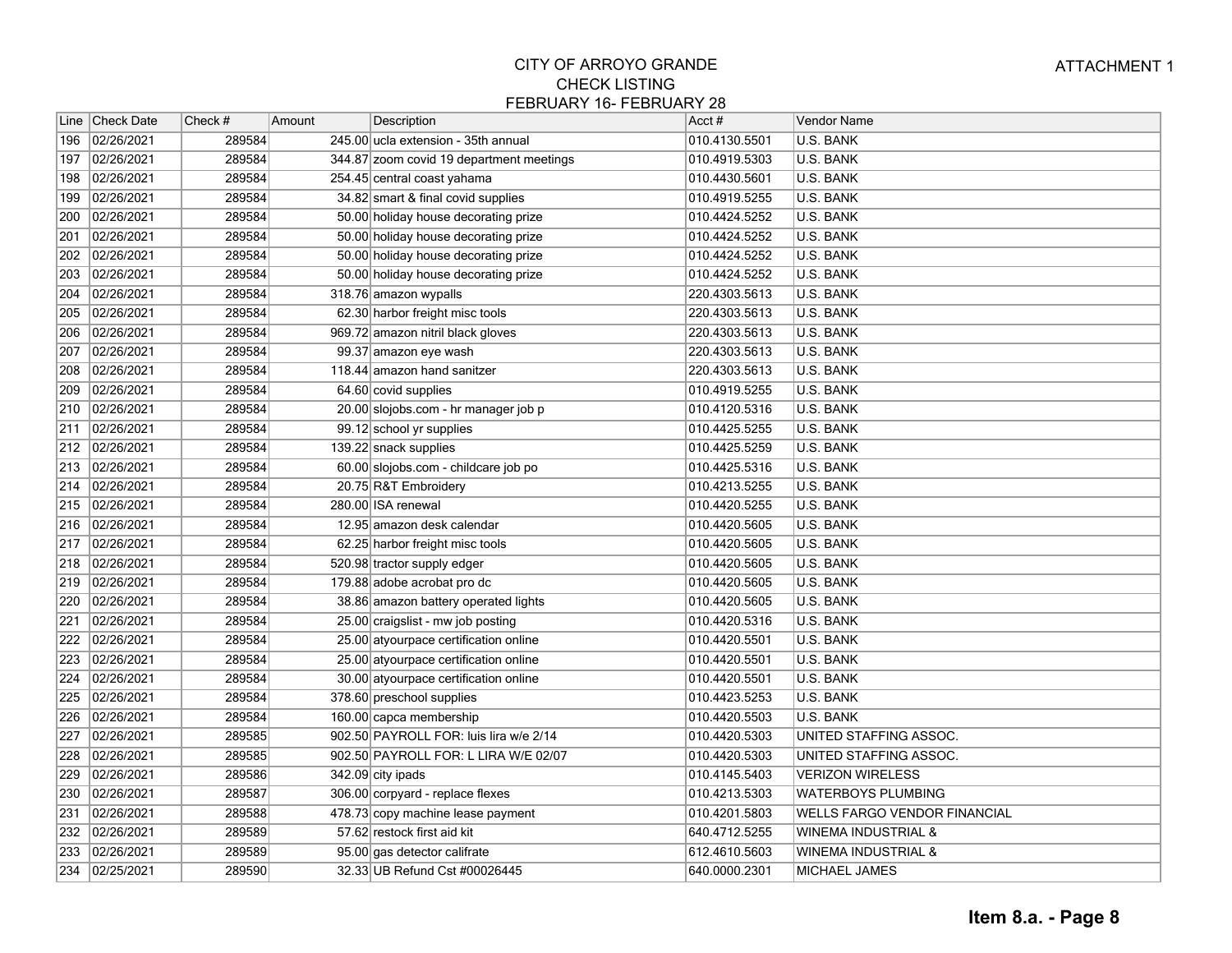# CITY OF ARROYO GRANDE
## CHECK LISTING
### FEBRUARY 16- FEBRUARY 28

ATTACHMENT 1

| Line | Check Date | Check # | Amount | Description | Acct # | Vendor Name |
|---|---|---|---|---|---|---|
| 196 | 02/26/2021 | 289584 | 245.00 | ucla extension - 35th annual | 010.4130.5501 | U.S. BANK |
| 197 | 02/26/2021 | 289584 | 344.87 | zoom covid 19 department meetings | 010.4919.5303 | U.S. BANK |
| 198 | 02/26/2021 | 289584 | 254.45 | central coast yahama | 010.4430.5601 | U.S. BANK |
| 199 | 02/26/2021 | 289584 | 34.82 | smart & final covid supplies | 010.4919.5255 | U.S. BANK |
| 200 | 02/26/2021 | 289584 | 50.00 | holiday house decorating prize | 010.4424.5252 | U.S. BANK |
| 201 | 02/26/2021 | 289584 | 50.00 | holiday house decorating prize | 010.4424.5252 | U.S. BANK |
| 202 | 02/26/2021 | 289584 | 50.00 | holiday house decorating prize | 010.4424.5252 | U.S. BANK |
| 203 | 02/26/2021 | 289584 | 50.00 | holiday house decorating prize | 010.4424.5252 | U.S. BANK |
| 204 | 02/26/2021 | 289584 | 318.76 | amazon wypalls | 220.4303.5613 | U.S. BANK |
| 205 | 02/26/2021 | 289584 | 62.30 | harbor freight misc tools | 220.4303.5613 | U.S. BANK |
| 206 | 02/26/2021 | 289584 | 969.72 | amazon nitril black gloves | 220.4303.5613 | U.S. BANK |
| 207 | 02/26/2021 | 289584 | 99.37 | amazon eye wash | 220.4303.5613 | U.S. BANK |
| 208 | 02/26/2021 | 289584 | 118.44 | amazon hand sanitzer | 220.4303.5613 | U.S. BANK |
| 209 | 02/26/2021 | 289584 | 64.60 | covid supplies | 010.4919.5255 | U.S. BANK |
| 210 | 02/26/2021 | 289584 | 20.00 | slojobs.com - hr manager job p | 010.4120.5316 | U.S. BANK |
| 211 | 02/26/2021 | 289584 | 99.12 | school yr supplies | 010.4425.5255 | U.S. BANK |
| 212 | 02/26/2021 | 289584 | 139.22 | snack supplies | 010.4425.5259 | U.S. BANK |
| 213 | 02/26/2021 | 289584 | 60.00 | slojobs.com - childcare job po | 010.4425.5316 | U.S. BANK |
| 214 | 02/26/2021 | 289584 | 20.75 | R&T Embroidery | 010.4213.5255 | U.S. BANK |
| 215 | 02/26/2021 | 289584 | 280.00 | ISA renewal | 010.4420.5255 | U.S. BANK |
| 216 | 02/26/2021 | 289584 | 12.95 | amazon desk calendar | 010.4420.5605 | U.S. BANK |
| 217 | 02/26/2021 | 289584 | 62.25 | harbor freight misc tools | 010.4420.5605 | U.S. BANK |
| 218 | 02/26/2021 | 289584 | 520.98 | tractor supply edger | 010.4420.5605 | U.S. BANK |
| 219 | 02/26/2021 | 289584 | 179.88 | adobe acrobat pro dc | 010.4420.5605 | U.S. BANK |
| 220 | 02/26/2021 | 289584 | 38.86 | amazon battery operated lights | 010.4420.5605 | U.S. BANK |
| 221 | 02/26/2021 | 289584 | 25.00 | craigslist - mw job posting | 010.4420.5316 | U.S. BANK |
| 222 | 02/26/2021 | 289584 | 25.00 | atyourpace certification online | 010.4420.5501 | U.S. BANK |
| 223 | 02/26/2021 | 289584 | 25.00 | atyourpace certification online | 010.4420.5501 | U.S. BANK |
| 224 | 02/26/2021 | 289584 | 30.00 | atyourpace certification online | 010.4420.5501 | U.S. BANK |
| 225 | 02/26/2021 | 289584 | 378.60 | preschool supplies | 010.4423.5253 | U.S. BANK |
| 226 | 02/26/2021 | 289584 | 160.00 | capca membership | 010.4420.5503 | U.S. BANK |
| 227 | 02/26/2021 | 289585 | 902.50 | PAYROLL FOR: luis lira w/e 2/14 | 010.4420.5303 | UNITED STAFFING ASSOC. |
| 228 | 02/26/2021 | 289585 | 902.50 | PAYROLL FOR: L LIRA W/E 02/07 | 010.4420.5303 | UNITED STAFFING ASSOC. |
| 229 | 02/26/2021 | 289586 | 342.09 | city ipads | 010.4145.5403 | VERIZON WIRELESS |
| 230 | 02/26/2021 | 289587 | 306.00 | corpyard - replace flexes | 010.4213.5303 | WATERBOYS PLUMBING |
| 231 | 02/26/2021 | 289588 | 478.73 | copy machine lease payment | 010.4201.5803 | WELLS FARGO VENDOR FINANCIAL |
| 232 | 02/26/2021 | 289589 | 57.62 | restock first aid kit | 640.4712.5255 | WINEMA INDUSTRIAL & |
| 233 | 02/26/2021 | 289589 | 95.00 | gas detector califrate | 612.4610.5603 | WINEMA INDUSTRIAL & |
| 234 | 02/25/2021 | 289590 | 32.33 | UB Refund Cst #00026445 | 640.0000.2301 | MICHAEL JAMES |

**Item 8.a. - Page 8**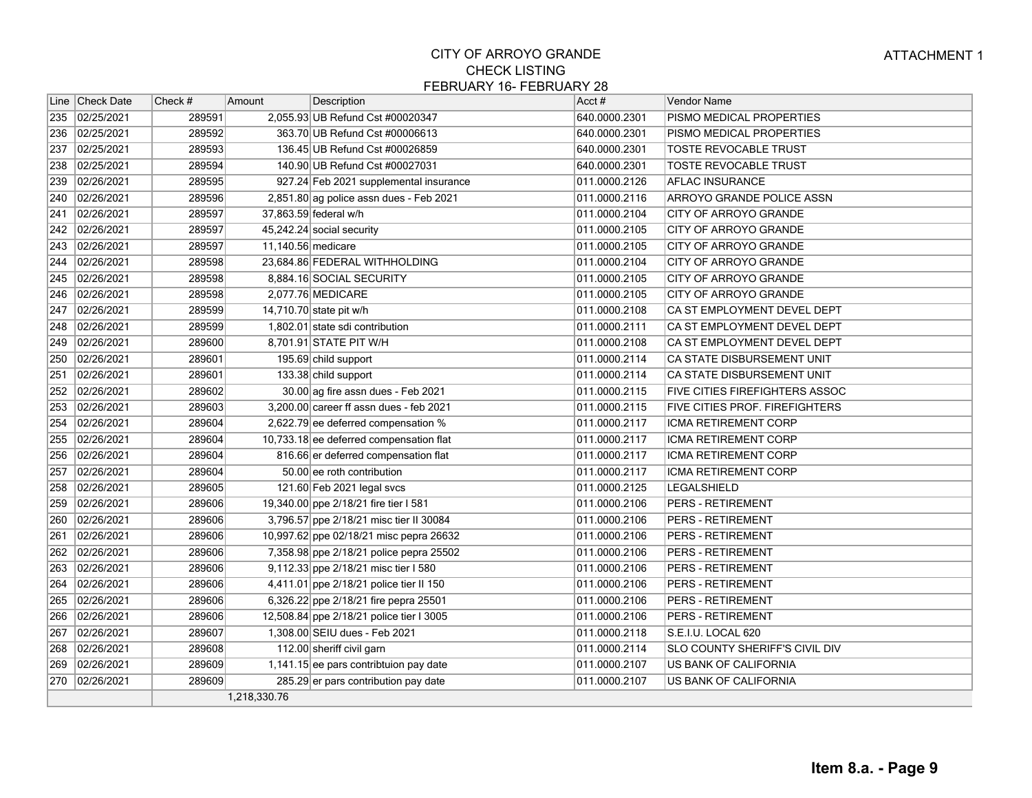ATTACHMENT 1

# CITY OF ARROYO GRANDE
## CHECK LISTING
### FEBRUARY 16- FEBRUARY 28

| Line | Check Date | Check # | Amount | Description | Acct # | Vendor Name |
|---|---|---|---|---|---|---|
| 235 | 02/25/2021 | 289591 | 2,055.93 | UB Refund Cst #00020347 | 640.0000.2301 | PISMO MEDICAL PROPERTIES |
| 236 | 02/25/2021 | 289592 | 363.70 | UB Refund Cst #00006613 | 640.0000.2301 | PISMO MEDICAL PROPERTIES |
| 237 | 02/25/2021 | 289593 | 136.45 | UB Refund Cst #00026859 | 640.0000.2301 | TOSTE REVOCABLE TRUST |
| 238 | 02/25/2021 | 289594 | 140.90 | UB Refund Cst #00027031 | 640.0000.2301 | TOSTE REVOCABLE TRUST |
| 239 | 02/26/2021 | 289595 | 927.24 | Feb 2021 supplemental insurance | 011.0000.2126 | AFLAC INSURANCE |
| 240 | 02/26/2021 | 289596 | 2,851.80 | ag police assn dues - Feb 2021 | 011.0000.2116 | ARROYO GRANDE POLICE ASSN |
| 241 | 02/26/2021 | 289597 | 37,863.59 | federal w/h | 011.0000.2104 | CITY OF ARROYO GRANDE |
| 242 | 02/26/2021 | 289597 | 45,242.24 | social security | 011.0000.2105 | CITY OF ARROYO GRANDE |
| 243 | 02/26/2021 | 289597 | 11,140.56 | medicare | 011.0000.2105 | CITY OF ARROYO GRANDE |
| 244 | 02/26/2021 | 289598 | 23,684.86 | FEDERAL WITHHOLDING | 011.0000.2104 | CITY OF ARROYO GRANDE |
| 245 | 02/26/2021 | 289598 | 8,884.16 | SOCIAL SECURITY | 011.0000.2105 | CITY OF ARROYO GRANDE |
| 246 | 02/26/2021 | 289598 | 2,077.76 | MEDICARE | 011.0000.2105 | CITY OF ARROYO GRANDE |
| 247 | 02/26/2021 | 289599 | 14,710.70 | state pit w/h | 011.0000.2108 | CA ST EMPLOYMENT DEVEL DEPT |
| 248 | 02/26/2021 | 289599 | 1,802.01 | state sdi contribution | 011.0000.2111 | CA ST EMPLOYMENT DEVEL DEPT |
| 249 | 02/26/2021 | 289600 | 8,701.91 | STATE PIT W/H | 011.0000.2108 | CA ST EMPLOYMENT DEVEL DEPT |
| 250 | 02/26/2021 | 289601 | 195.69 | child support | 011.0000.2114 | CA STATE DISBURSEMENT UNIT |
| 251 | 02/26/2021 | 289601 | 133.38 | child support | 011.0000.2114 | CA STATE DISBURSEMENT UNIT |
| 252 | 02/26/2021 | 289602 | 30.00 | ag fire assn dues - Feb 2021 | 011.0000.2115 | FIVE CITIES FIREFIGHTERS ASSOC |
| 253 | 02/26/2021 | 289603 | 3,200.00 | career ff assn dues - feb 2021 | 011.0000.2115 | FIVE CITIES PROF. FIREFIGHTERS |
| 254 | 02/26/2021 | 289604 | 2,622.79 | ee deferred compensation % | 011.0000.2117 | ICMA RETIREMENT CORP |
| 255 | 02/26/2021 | 289604 | 10,733.18 | ee deferred compensation flat | 011.0000.2117 | ICMA RETIREMENT CORP |
| 256 | 02/26/2021 | 289604 | 816.66 | er deferred compensation flat | 011.0000.2117 | ICMA RETIREMENT CORP |
| 257 | 02/26/2021 | 289604 | 50.00 | ee roth contribution | 011.0000.2117 | ICMA RETIREMENT CORP |
| 258 | 02/26/2021 | 289605 | 121.60 | Feb 2021 legal svcs | 011.0000.2125 | LEGALSHIELD |
| 259 | 02/26/2021 | 289606 | 19,340.00 | ppe 2/18/21 fire tier I 581 | 011.0000.2106 | PERS - RETIREMENT |
| 260 | 02/26/2021 | 289606 | 3,796.57 | ppe 2/18/21 misc tier II 30084 | 011.0000.2106 | PERS - RETIREMENT |
| 261 | 02/26/2021 | 289606 | 10,997.62 | ppe 02/18/21 misc pepra 26632 | 011.0000.2106 | PERS - RETIREMENT |
| 262 | 02/26/2021 | 289606 | 7,358.98 | ppe 2/18/21 police pepra 25502 | 011.0000.2106 | PERS - RETIREMENT |
| 263 | 02/26/2021 | 289606 | 9,112.33 | ppe 2/18/21 misc tier I 580 | 011.0000.2106 | PERS - RETIREMENT |
| 264 | 02/26/2021 | 289606 | 4,411.01 | ppe 2/18/21 police tier II 150 | 011.0000.2106 | PERS - RETIREMENT |
| 265 | 02/26/2021 | 289606 | 6,326.22 | ppe 2/18/21 fire pepra 25501 | 011.0000.2106 | PERS - RETIREMENT |
| 266 | 02/26/2021 | 289606 | 12,508.84 | ppe 2/18/21 police tier I 3005 | 011.0000.2106 | PERS - RETIREMENT |
| 267 | 02/26/2021 | 289607 | 1,308.00 | SEIU dues - Feb 2021 | 011.0000.2118 | S.E.I.U. LOCAL 620 |
| 268 | 02/26/2021 | 289608 | 112.00 | sheriff civil garn | 011.0000.2114 | SLO COUNTY SHERIFF'S CIVIL DIV |
| 269 | 02/26/2021 | 289609 | 1,141.15 | ee pars contribtuion pay date | 011.0000.2107 | US BANK OF CALIFORNIA |
| 270 | 02/26/2021 | 289609 | 285.29 | er pars contribution pay date | 011.0000.2107 | US BANK OF CALIFORNIA |
| | | | 1,218,330.76 | | | |

**Item 8.a. - Page 9**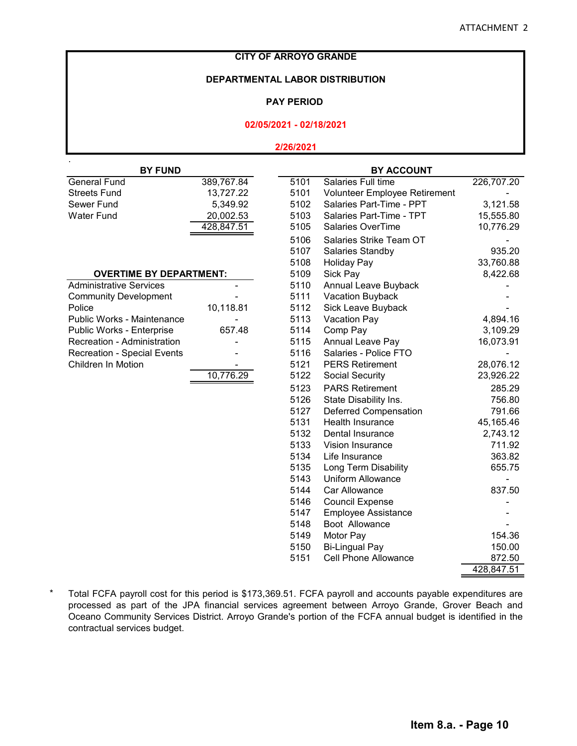ATTACHMENT 2

**CITY OF ARROYO GRANDE**

**DEPARTMENTAL LABOR DISTRIBUTION**

**PAY PERIOD**

**02/05/2021 - 02/18/2021**

**2/26/2021**

**BY FUND**

| | |
|---|---|
| General Fund | 389,767.84 |
| Streets Fund | 13,727.22 |
| Sewer Fund | 5,349.92 |
| Water Fund | 20,002.53 |
| | 428,847.51 |

**OVERTIME BY DEPARTMENT:**

| | |
|---|---|
| Administrative Services | - |
| Community Development | - |
| Police | 10,118.81 |
| Public Works - Maintenance | - |
| Public Works - Enterprise | 657.48 |
| Recreation - Administration | - |
| Recreation - Special Events | - |
| Children In Motion | - |
| | 10,776.29 |

**BY ACCOUNT**

| | | |
|---|---|---|
| 5101 | Salaries Full time | 226,707.20 |
| 5101 | Volunteer Employee Retirement | - |
| 5102 | Salaries Part-Time - PPT | 3,121.58 |
| 5103 | Salaries Part-Time - TPT | 15,555.80 |
| 5105 | Salaries OverTime | 10,776.29 |
| 5106 | Salaries Strike Team OT | - |
| 5107 | Salaries Standby | 935.20 |
| 5108 | Holiday Pay | 33,760.88 |
| 5109 | Sick Pay | 8,422.68 |
| 5110 | Annual Leave Buyback | - |
| 5111 | Vacation Buyback | - |
| 5112 | Sick Leave Buyback | - |
| 5113 | Vacation Pay | 4,894.16 |
| 5114 | Comp Pay | 3,109.29 |
| 5115 | Annual Leave Pay | 16,073.91 |
| 5116 | Salaries - Police FTO | - |
| 5121 | PERS Retirement | 28,076.12 |
| 5122 | Social Security | 23,926.22 |
| 5123 | PARS Retirement | 285.29 |
| 5126 | State Disability Ins. | 756.80 |
| 5127 | Deferred Compensation | 791.66 |
| 5131 | Health Insurance | 45,165.46 |
| 5132 | Dental Insurance | 2,743.12 |
| 5133 | Vision Insurance | 711.92 |
| 5134 | Life Insurance | 363.82 |
| 5135 | Long Term Disability | 655.75 |
| 5143 | Uniform Allowance | - |
| 5144 | Car Allowance | 837.50 |
| 5146 | Council Expense | - |
| 5147 | Employee Assistance | - |
| 5148 | Boot Allowance | - |
| 5149 | Motor Pay | 154.36 |
| 5150 | Bi-Lingual Pay | 150.00 |
| 5151 | Cell Phone Allowance | 872.50 |
| | | 428,847.51 |

\* Total FCFA payroll cost for this period is $173,369.51. FCFA payroll and accounts payable expenditures are processed as part of the JPA financial services agreement between Arroyo Grande, Grover Beach and Oceano Community Services District. Arroyo Grande's portion of the FCFA annual budget is identified in the contractual services budget.

**Item 8.a. - Page 10**